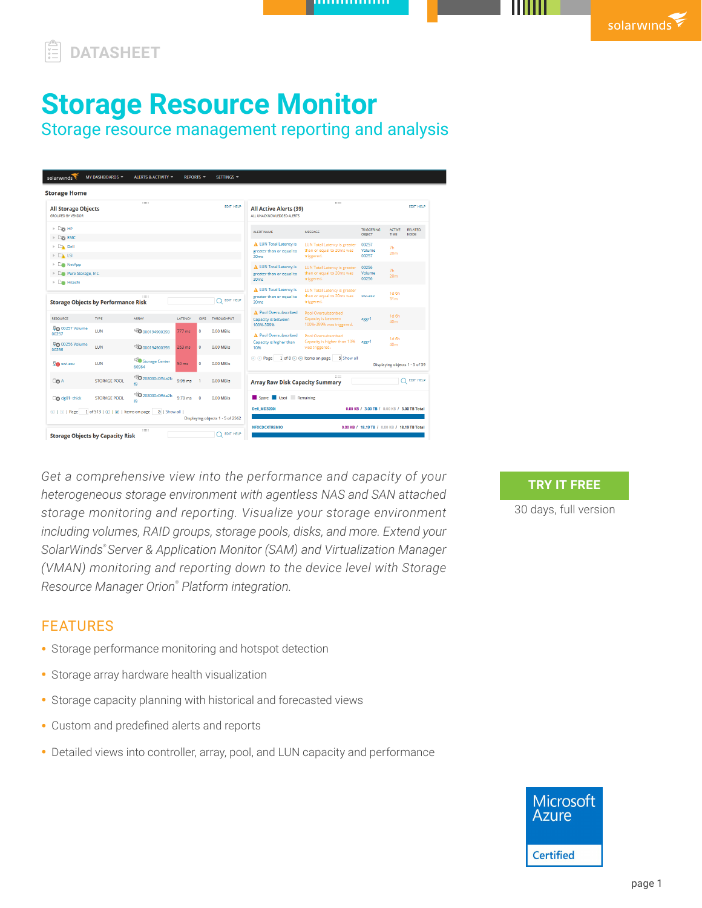DATASHEET

# Storage Resource Monitor

## Storage resource management reporting and analysis

*Get a comprehensive view into the performance and capacity of your heterogeneous storage environment with agentless NAS and SAN attached storage monitoring and reporting. Visualize your storage environment including volumes, RAID groups, storage pools, disks, and more. Extend your SolarWinds® Server & Application Monitor (SAM) and Virtualization Manager (VMAN) monitoring and reporting down to the device level with Storage Resource Manager Orion® Platform integration.*

**TRY IT FREE**

30 days, full version

## FEATURES

- Storage performance monitoring and hotspot detection
- Storage array hardware health visualization
- Storage capacity planning with historical and forecasted views
- Custom and predefined alerts and reports
- Detailed views into controller, array, pool, and LUN capacity and performance

Microsoft Azure Certified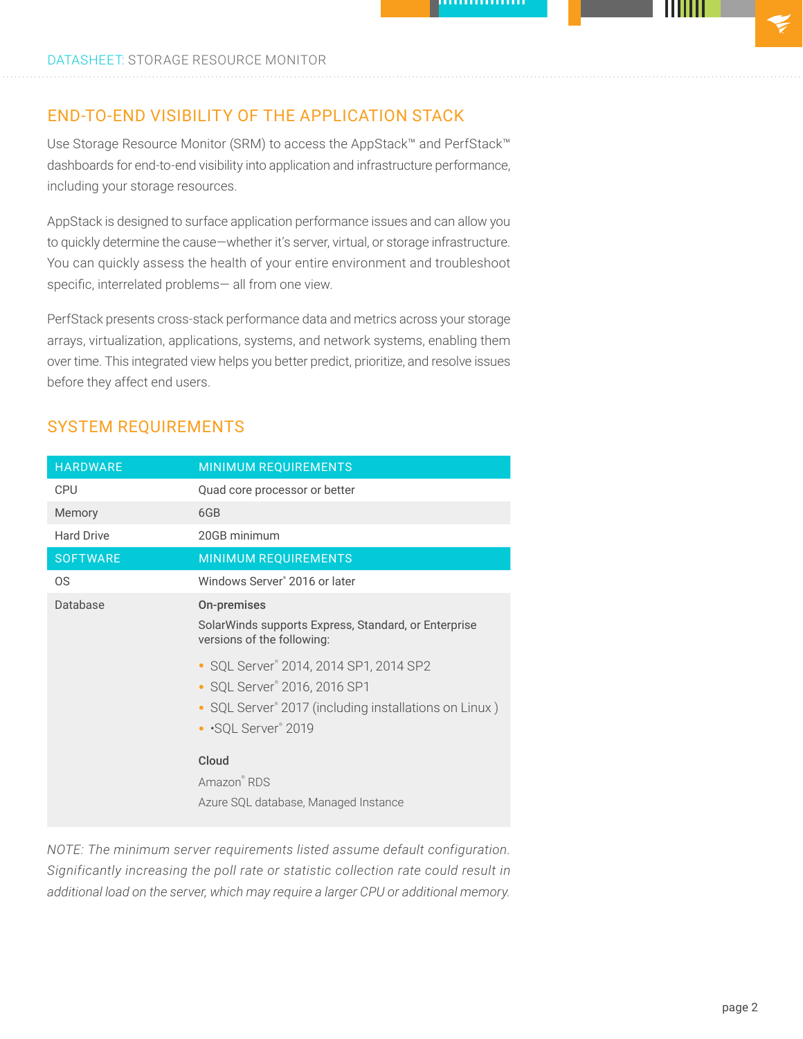## END-TO-END VISIBILITY OF THE APPLICATION STACK

Use Storage Resource Monitor (SRM) to access the AppStack™ and PerfStack™ dashboards for end-to-end visibility into application and infrastructure performance, including your storage resources.

AppStack is designed to surface application performance issues and can allow you to quickly determine the cause—whether it's server, virtual, or storage infrastructure. You can quickly assess the health of your entire environment and troubleshoot specific, interrelated problems— all from one view.

PerfStack presents cross-stack performance data and metrics across your storage arrays, virtualization, applications, systems, and network systems, enabling them over time. This integrated view helps you better predict, prioritize, and resolve issues before they affect end users.

## SYSTEM REQUIREMENTS

| HARDWARE | MINIMUM REQUIREMENTS |
|---|---|
| CPU | Quad core processor or better |
| Memory | 6GB |
| Hard Drive | 20GB minimum |
| **SOFTWARE** | **MINIMUM REQUIREMENTS** |
| OS | Windows Server® 2016 or later |
| Database | **On-premises**<br>SolarWinds supports Express, Standard, or Enterprise versions of the following:<br>• SQL Server® 2014, 2014 SP1, 2014 SP2<br>• SQL Server® 2016, 2016 SP1<br>• SQL Server® 2017 (including installations on Linux )<br>• •SQL Server® 2019<br>**Cloud**<br>Amazon® RDS<br>Azure SQL database, Managed Instance |

*NOTE: The minimum server requirements listed assume default configuration. Significantly increasing the poll rate or statistic collection rate could result in additional load on the server, which may require a larger CPU or additional memory.*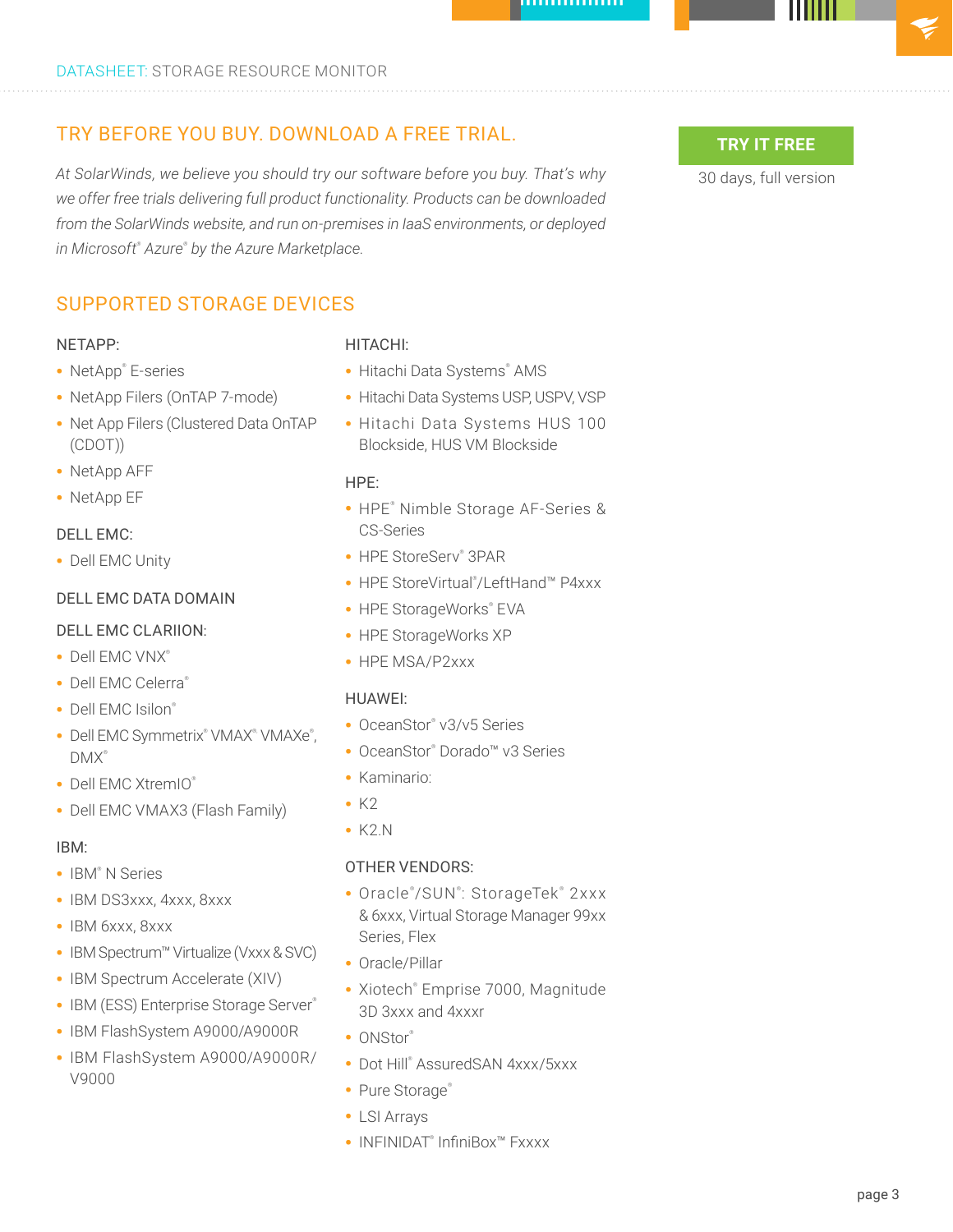## TRY BEFORE YOU BUY. DOWNLOAD A FREE TRIAL.

*At SolarWinds, we believe you should try our software before you buy. That's why we offer free trials delivering full product functionality. Products can be downloaded from the SolarWinds website, and run on-premises in IaaS environments, or deployed in Microsoft® Azure® by the Azure Marketplace.*

**TRY IT FREE**

30 days, full version

## SUPPORTED STORAGE DEVICES

NETAPP:

- NetApp® E-series
- NetApp Filers (OnTAP 7-mode)
- Net App Filers (Clustered Data OnTAP (CDOT))
- NetApp AFF
- NetApp EF

DELL EMC:

- Dell EMC Unity

DELL EMC DATA DOMAIN

DELL EMC CLARIION:

- Dell EMC VNX®
- Dell EMC Celerra®
- Dell EMC Isilon®
- Dell EMC Symmetrix® VMAX® VMAXe®, DMX®
- Dell EMC XtremIO®
- Dell EMC VMAX3 (Flash Family)

IBM:

- IBM® N Series
- IBM DS3xxx, 4xxx, 8xxx
- IBM 6xxx, 8xxx
- IBM Spectrum™ Virtualize (Vxxx & SVC)
- IBM Spectrum Accelerate (XIV)
- IBM (ESS) Enterprise Storage Server®
- IBM FlashSystem A9000/A9000R
- IBM FlashSystem A9000/A9000R/V9000

HITACHI:

- Hitachi Data Systems® AMS
- Hitachi Data Systems USP, USPV, VSP
- Hitachi Data Systems HUS 100 Blockside, HUS VM Blockside

HPE:

- HPE® Nimble Storage AF-Series & CS-Series
- HPE StoreServ® 3PAR
- HPE StoreVirtual®/LeftHand™ P4xxx
- HPE StorageWorks® EVA
- HPE StorageWorks XP
- HPE MSA/P2xxx

HUAWEI:

- OceanStor® v3/v5 Series
- OceanStor® Dorado™ v3 Series
- Kaminario:
- K2
- K2.N

OTHER VENDORS:

- Oracle®/SUN®: StorageTek® 2xxx & 6xxx, Virtual Storage Manager 99xx Series, Flex
- Oracle/Pillar
- Xiotech® Emprise 7000, Magnitude 3D 3xxx and 4xxxr
- ONStor®
- Dot Hill® AssuredSAN 4xxx/5xxx
- Pure Storage®
- LSI Arrays
- INFINIDAT® InfiniBox™ Fxxxx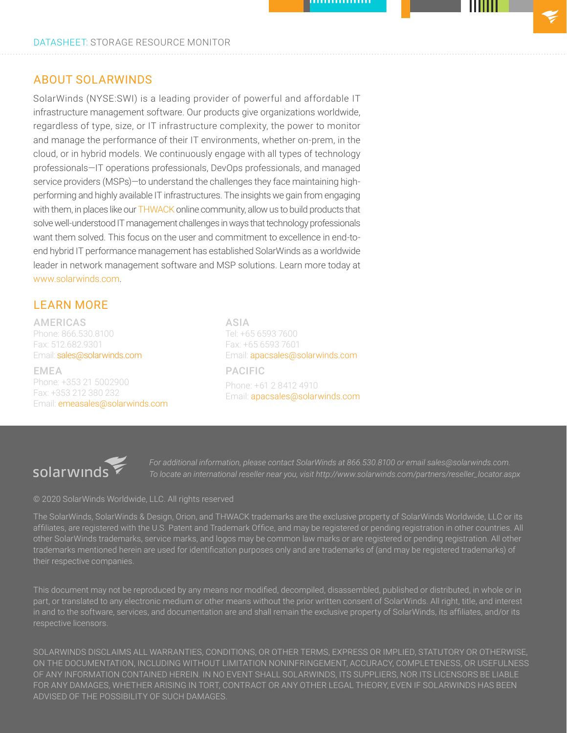## ABOUT SOLARWINDS

SolarWinds (NYSE:SWI) is a leading provider of powerful and affordable IT infrastructure management software. Our products give organizations worldwide, regardless of type, size, or IT infrastructure complexity, the power to monitor and manage the performance of their IT environments, whether on-prem, in the cloud, or in hybrid models. We continuously engage with all types of technology professionals—IT operations professionals, DevOps professionals, and managed service providers (MSPs)—to understand the challenges they face maintaining high-performing and highly available IT infrastructures. The insights we gain from engaging with them, in places like our THWACK online community, allow us to build products that solve well-understood IT management challenges in ways that technology professionals want them solved. This focus on the user and commitment to excellence in end-to-end hybrid IT performance management has established SolarWinds as a worldwide leader in network management software and MSP solutions. Learn more today at www.solarwinds.com.

## LEARN MORE

**AMERICAS**
Phone: 866.530.8100
Fax: 512.682.9301
Email: sales@solarwinds.com

**EMEA**
Phone: +353 21 5002900
Fax: +353 212 380 232
Email: emeasales@solarwinds.com

**ASIA**
Tel: +65 6593 7600
Fax: +65 6593 7601
Email: apacsales@solarwinds.com

**PACIFIC**
Phone: +61 2 8412 4910
Email: apacsales@solarwinds.com

solarwinds

*For additional information, please contact SolarWinds at 866.530.8100 or email sales@solarwinds.com. To locate an international reseller near you, visit http://www.solarwinds.com/partners/reseller_locator.aspx*

© 2020 SolarWinds Worldwide, LLC. All rights reserved

The SolarWinds, SolarWinds & Design, Orion, and THWACK trademarks are the exclusive property of SolarWinds Worldwide, LLC or its affiliates, are registered with the U.S. Patent and Trademark Office, and may be registered or pending registration in other countries. All other SolarWinds trademarks, service marks, and logos may be common law marks or are registered or pending registration. All other trademarks mentioned herein are used for identification purposes only and are trademarks of (and may be registered trademarks) of their respective companies.

This document may not be reproduced by any means nor modified, decompiled, disassembled, published or distributed, in whole or in part, or translated to any electronic medium or other means without the prior written consent of SolarWinds. All right, title, and interest in and to the software, services, and documentation are and shall remain the exclusive property of SolarWinds, its affiliates, and/or its respective licensors.

SOLARWINDS DISCLAIMS ALL WARRANTIES, CONDITIONS, OR OTHER TERMS, EXPRESS OR IMPLIED, STATUTORY OR OTHERWISE, ON THE DOCUMENTATION, INCLUDING WITHOUT LIMITATION NONINFRINGEMENT, ACCURACY, COMPLETENESS, OR USEFULNESS OF ANY INFORMATION CONTAINED HEREIN. IN NO EVENT SHALL SOLARWINDS, ITS SUPPLIERS, NOR ITS LICENSORS BE LIABLE FOR ANY DAMAGES, WHETHER ARISING IN TORT, CONTRACT OR ANY OTHER LEGAL THEORY, EVEN IF SOLARWINDS HAS BEEN ADVISED OF THE POSSIBILITY OF SUCH DAMAGES.